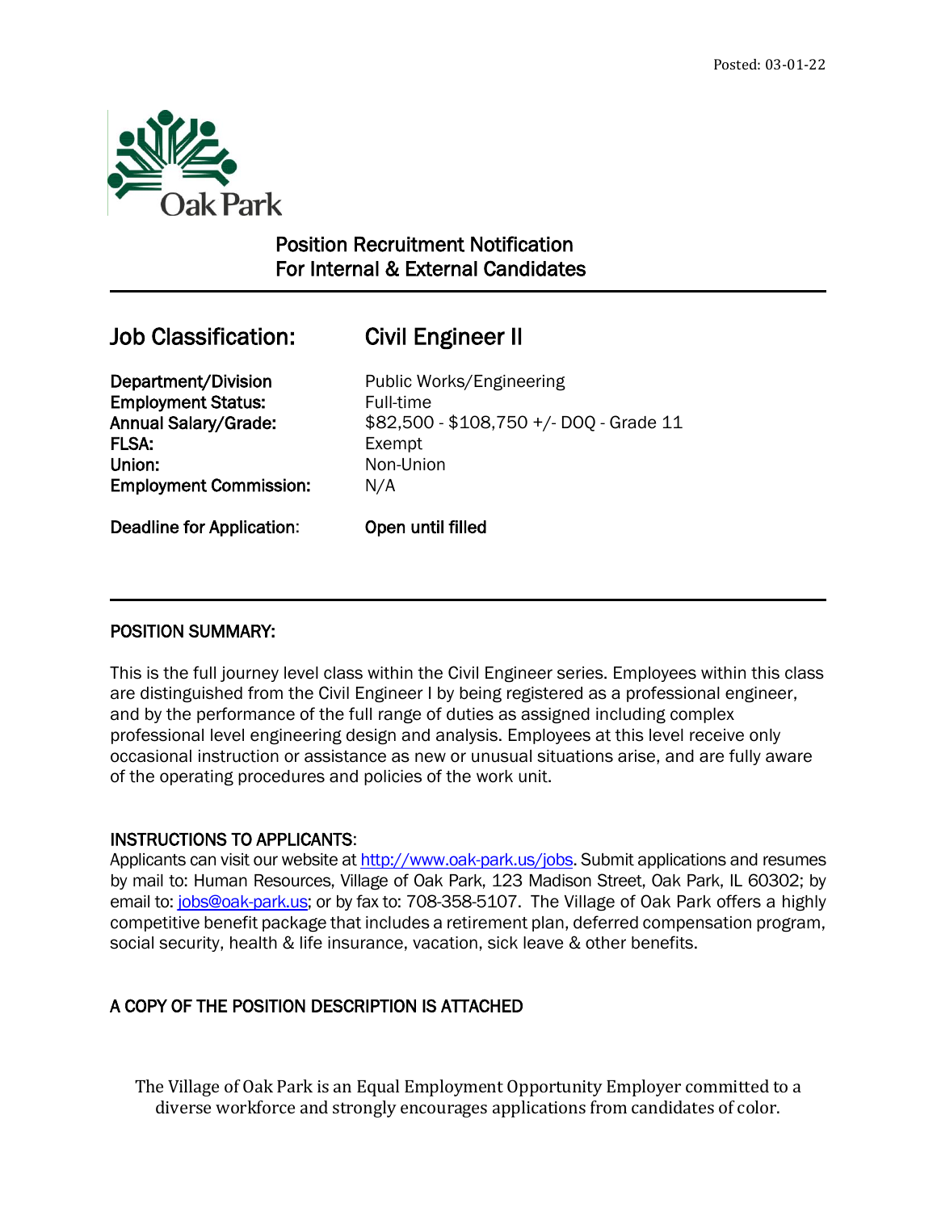Posted: 03-01-22

Oak Park

## Position Recruitment Notification
## For Internal & External Candidates

---

## Job Classification: Civil Engineer II

| | |
|---|---|
| **Department/Division** | Public Works/Engineering |
| **Employment Status:** | Full-time |
| **Annual Salary/Grade:** | $82,500 - $108,750 +/- DOQ - Grade 11 |
| **FLSA:** | Exempt |
| **Union:** | Non-Union |
| **Employment Commission:** | N/A |
| **Deadline for Application:** | **Open until filled** |

---

### POSITION SUMMARY:

This is the full journey level class within the Civil Engineer series. Employees within this class are distinguished from the Civil Engineer I by being registered as a professional engineer, and by the performance of the full range of duties as assigned including complex professional level engineering design and analysis. Employees at this level receive only occasional instruction or assistance as new or unusual situations arise, and are fully aware of the operating procedures and policies of the work unit.

### INSTRUCTIONS TO APPLICANTS:

Applicants can visit our website at http://www.oak-park.us/jobs. Submit applications and resumes by mail to: Human Resources, Village of Oak Park, 123 Madison Street, Oak Park, IL 60302; by email to: jobs@oak-park.us; or by fax to: 708-358-5107. The Village of Oak Park offers a highly competitive benefit package that includes a retirement plan, deferred compensation program, social security, health & life insurance, vacation, sick leave & other benefits.

### A COPY OF THE POSITION DESCRIPTION IS ATTACHED

The Village of Oak Park is an Equal Employment Opportunity Employer committed to a diverse workforce and strongly encourages applications from candidates of color.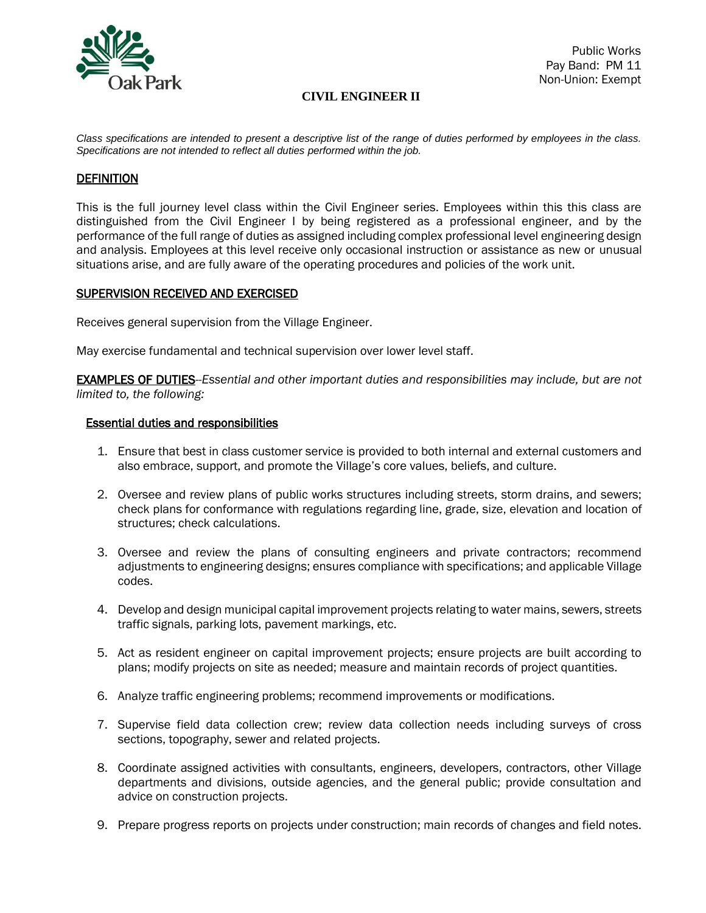Public Works
Pay Band: PM 11
Non-Union: Exempt

# CIVIL ENGINEER II

*Class specifications are intended to present a descriptive list of the range of duties performed by employees in the class. Specifications are not intended to reflect all duties performed within the job.*

## DEFINITION

This is the full journey level class within the Civil Engineer series. Employees within this this class are distinguished from the Civil Engineer I by being registered as a professional engineer, and by the performance of the full range of duties as assigned including complex professional level engineering design and analysis. Employees at this level receive only occasional instruction or assistance as new or unusual situations arise, and are fully aware of the operating procedures and policies of the work unit.

## SUPERVISION RECEIVED AND EXERCISED

Receives general supervision from the Village Engineer.

May exercise fundamental and technical supervision over lower level staff.

**EXAMPLES OF DUTIES**--*Essential and other important duties and responsibilities may include, but are not limited to, the following:*

### Essential duties and responsibilities

1. Ensure that best in class customer service is provided to both internal and external customers and also embrace, support, and promote the Village's core values, beliefs, and culture.

2. Oversee and review plans of public works structures including streets, storm drains, and sewers; check plans for conformance with regulations regarding line, grade, size, elevation and location of structures; check calculations.

3. Oversee and review the plans of consulting engineers and private contractors; recommend adjustments to engineering designs; ensures compliance with specifications; and applicable Village codes.

4. Develop and design municipal capital improvement projects relating to water mains, sewers, streets traffic signals, parking lots, pavement markings, etc.

5. Act as resident engineer on capital improvement projects; ensure projects are built according to plans; modify projects on site as needed; measure and maintain records of project quantities.

6. Analyze traffic engineering problems; recommend improvements or modifications.

7. Supervise field data collection crew; review data collection needs including surveys of cross sections, topography, sewer and related projects.

8. Coordinate assigned activities with consultants, engineers, developers, contractors, other Village departments and divisions, outside agencies, and the general public; provide consultation and advice on construction projects.

9. Prepare progress reports on projects under construction; main records of changes and field notes.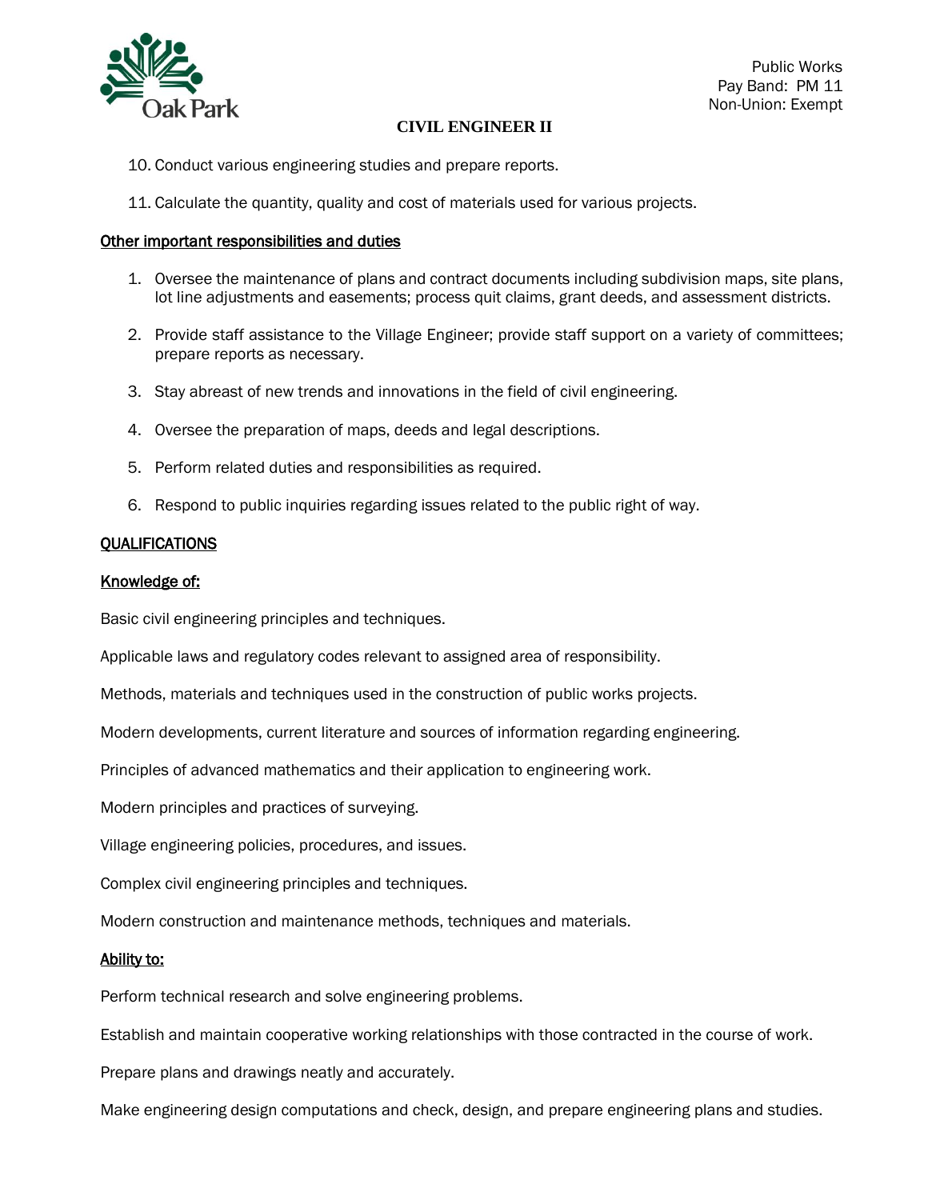10. Conduct various engineering studies and prepare reports.

11. Calculate the quantity, quality and cost of materials used for various projects.

**Other important responsibilities and duties**

1. Oversee the maintenance of plans and contract documents including subdivision maps, site plans, lot line adjustments and easements; process quit claims, grant deeds, and assessment districts.

2. Provide staff assistance to the Village Engineer; provide staff support on a variety of committees; prepare reports as necessary.

3. Stay abreast of new trends and innovations in the field of civil engineering.

4. Oversee the preparation of maps, deeds and legal descriptions.

5. Perform related duties and responsibilities as required.

6. Respond to public inquiries regarding issues related to the public right of way.

**QUALIFICATIONS**

**Knowledge of:**

Basic civil engineering principles and techniques.

Applicable laws and regulatory codes relevant to assigned area of responsibility.

Methods, materials and techniques used in the construction of public works projects.

Modern developments, current literature and sources of information regarding engineering.

Principles of advanced mathematics and their application to engineering work.

Modern principles and practices of surveying.

Village engineering policies, procedures, and issues.

Complex civil engineering principles and techniques.

Modern construction and maintenance methods, techniques and materials.

**Ability to:**

Perform technical research and solve engineering problems.

Establish and maintain cooperative working relationships with those contracted in the course of work.

Prepare plans and drawings neatly and accurately.

Make engineering design computations and check, design, and prepare engineering plans and studies.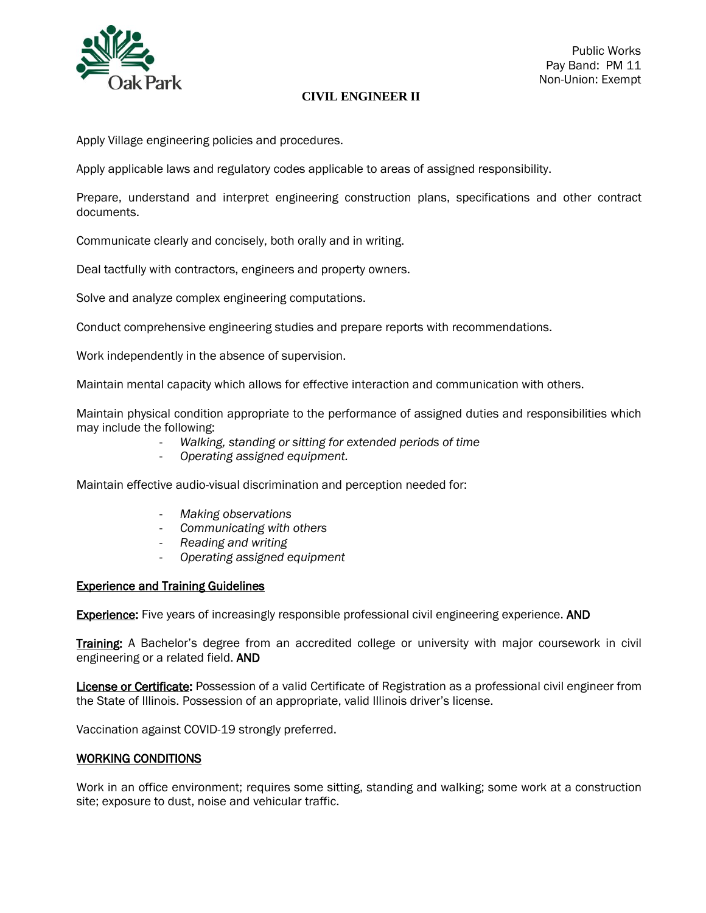Public Works
Pay Band: PM 11
Non-Union: Exempt

# CIVIL ENGINEER II

Apply Village engineering policies and procedures.

Apply applicable laws and regulatory codes applicable to areas of assigned responsibility.

Prepare, understand and interpret engineering construction plans, specifications and other contract documents.

Communicate clearly and concisely, both orally and in writing.

Deal tactfully with contractors, engineers and property owners.

Solve and analyze complex engineering computations.

Conduct comprehensive engineering studies and prepare reports with recommendations.

Work independently in the absence of supervision.

Maintain mental capacity which allows for effective interaction and communication with others.

Maintain physical condition appropriate to the performance of assigned duties and responsibilities which may include the following:

- *Walking, standing or sitting for extended periods of time*
- *Operating assigned equipment.*

Maintain effective audio-visual discrimination and perception needed for:

- *Making observations*
- *Communicating with others*
- *Reading and writing*
- *Operating assigned equipment*

## Experience and Training Guidelines

**Experience:** Five years of increasingly responsible professional civil engineering experience. **AND**

**Training:** A Bachelor's degree from an accredited college or university with major coursework in civil engineering or a related field. **AND**

**License or Certificate:** Possession of a valid Certificate of Registration as a professional civil engineer from the State of Illinois. Possession of an appropriate, valid Illinois driver's license.

Vaccination against COVID-19 strongly preferred.

## WORKING CONDITIONS

Work in an office environment; requires some sitting, standing and walking; some work at a construction site; exposure to dust, noise and vehicular traffic.